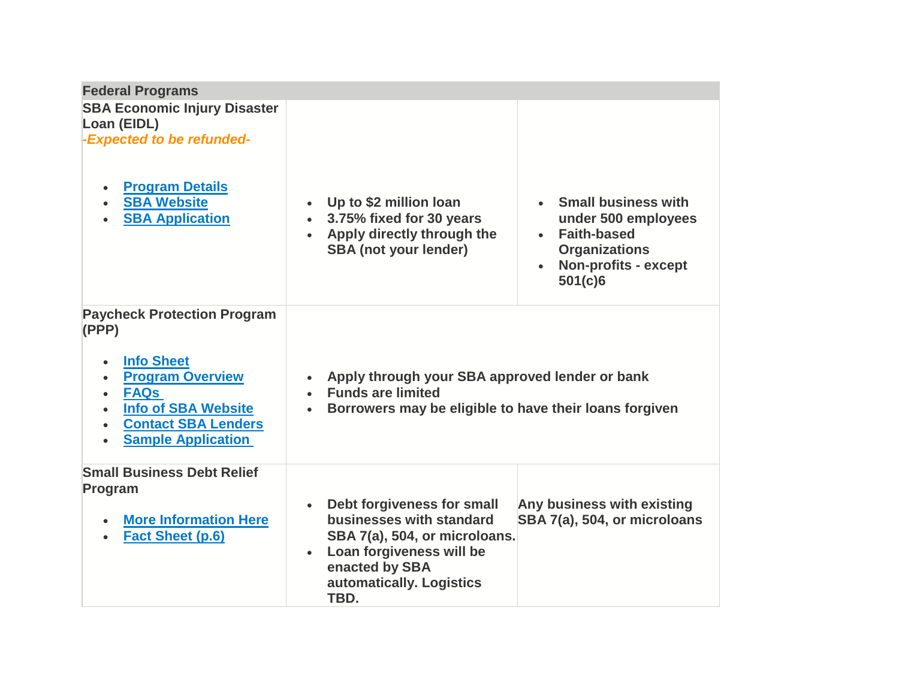| Federal Programs | | |
|---|---|---|
| **SBA Economic Injury Disaster Loan (EIDL)**<br>*-Expected to be refunded-*<br><br>• Program Details<br>• SBA Website<br>• SBA Application | • Up to $2 million loan<br>• 3.75% fixed for 30 years<br>• Apply directly through the SBA (not your lender) | • Small business with under 500 employees<br>• Faith-based Organizations<br>• Non-profits - except 501(c)6 |
| **Paycheck Protection Program (PPP)**<br><br>• Info Sheet<br>• Program Overview<br>• FAQs<br>• Info of SBA Website<br>• Contact SBA Lenders<br>• Sample Application | • Apply through your SBA approved lender or bank<br>• Funds are limited<br>• Borrowers may be eligible to have their loans forgiven | |
| **Small Business Debt Relief Program**<br><br>• More Information Here<br>• Fact Sheet (p.6) | • Debt forgiveness for small businesses with standard SBA 7(a), 504, or microloans.<br>• Loan forgiveness will be enacted by SBA automatically. Logistics TBD. | Any business with existing SBA 7(a), 504, or microloans |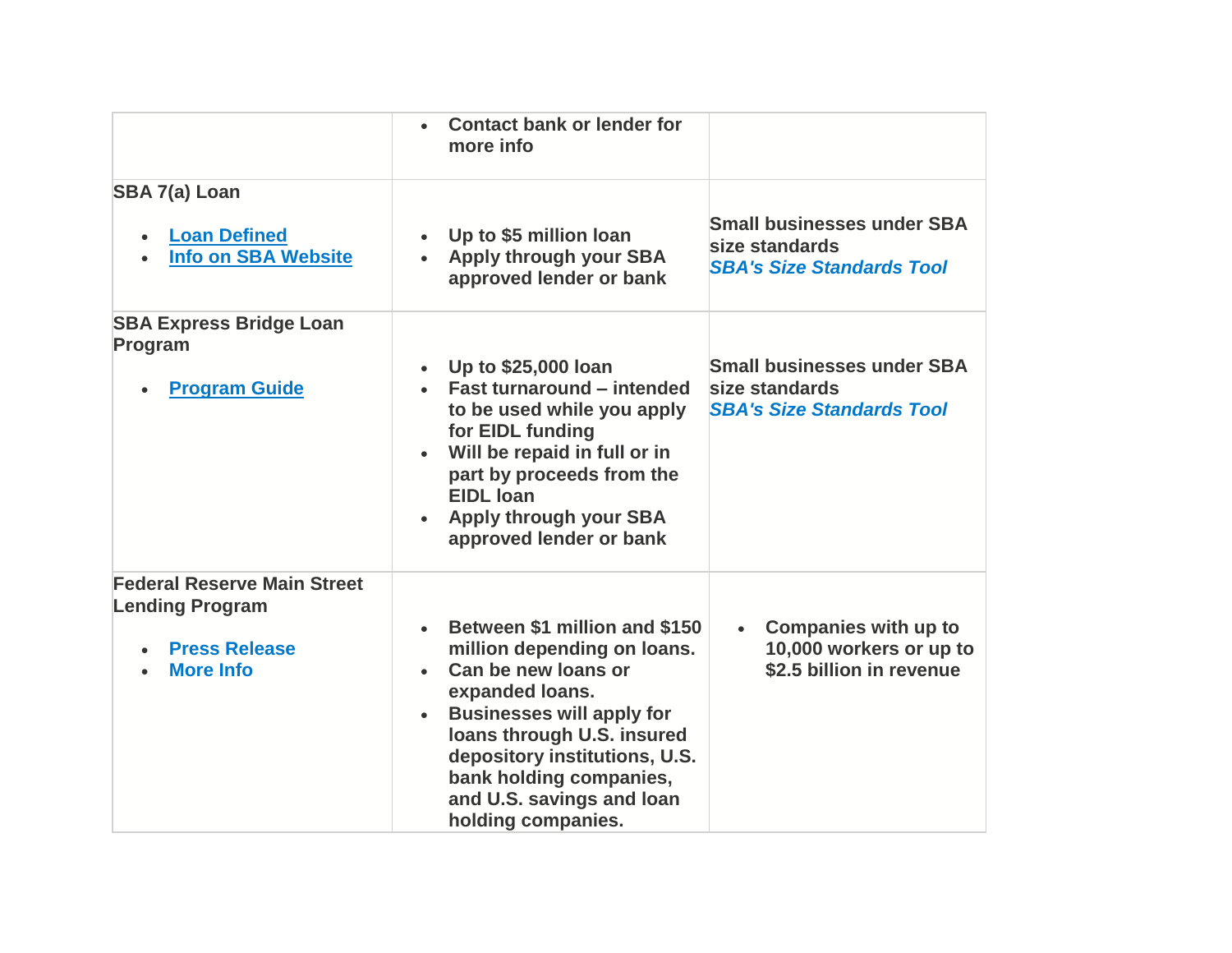| | | |
|---|---|---|
| | • Contact bank or lender for more info | |
| **SBA 7(a) Loan**<br><br>• [Loan Defined]<br>• [Info on SBA Website] | • **Up to $5 million loan**<br>• **Apply through your SBA approved lender or bank** | **Small businesses under SBA size standards**<br>***SBA's Size Standards Tool*** |
| **SBA Express Bridge Loan Program**<br><br>• [Program Guide] | • **Up to $25,000 loan**<br>• **Fast turnaround – intended to be used while you apply for EIDL funding**<br>• **Will be repaid in full or in part by proceeds from the EIDL loan**<br>• **Apply through your SBA approved lender or bank** | **Small businesses under SBA size standards**<br>***SBA's Size Standards Tool*** |
| **Federal Reserve Main Street Lending Program**<br><br>• **Press Release**<br>• **More Info** | • **Between $1 million and $150 million depending on loans.**<br>• **Can be new loans or expanded loans.**<br>• **Businesses will apply for loans through U.S. insured depository institutions, U.S. bank holding companies, and U.S. savings and loan holding companies.** | • **Companies with up to 10,000 workers or up to $2.5 billion in revenue** |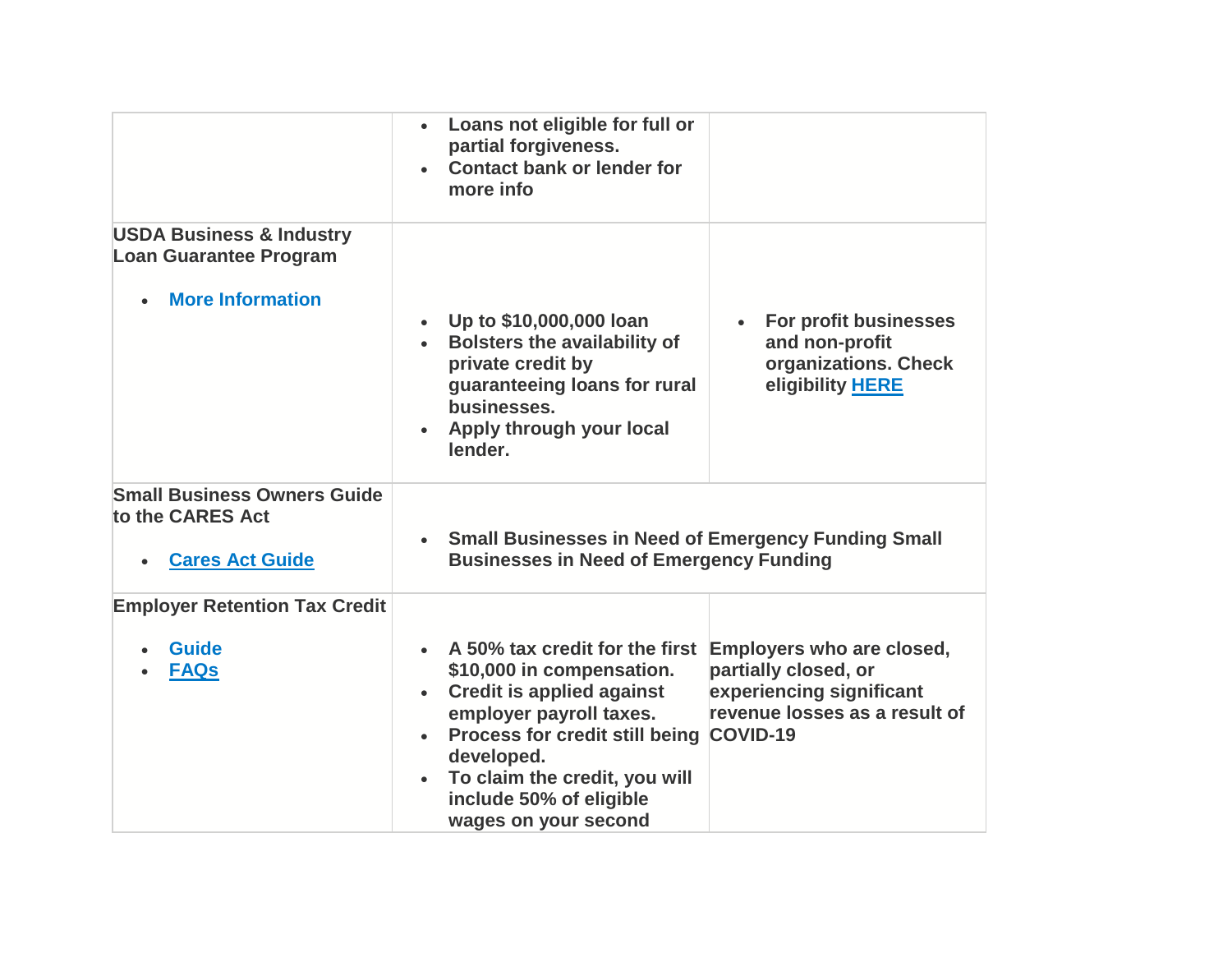| | | |
|---|---|---|
| | • Loans not eligible for full or partial forgiveness.<br>• Contact bank or lender for more info | |
| **USDA Business & Industry Loan Guarantee Program**<br>• More Information | • Up to $10,000,000 loan<br>• Bolsters the availability of private credit by guaranteeing loans for rural businesses.<br>• Apply through your local lender. | • For profit businesses and non-profit organizations. Check eligibility HERE |
| **Small Business Owners Guide to the CARES Act**<br>• Cares Act Guide | • Small Businesses in Need of Emergency Funding Small Businesses in Need of Emergency Funding | |
| **Employer Retention Tax Credit**<br>• Guide<br>• FAQs | • A 50% tax credit for the first $10,000 in compensation.<br>• Credit is applied against employer payroll taxes.<br>• Process for credit still being developed.<br>• To claim the credit, you will include 50% of eligible wages on your second | Employers who are closed, partially closed, or experiencing significant revenue losses as a result of COVID-19 |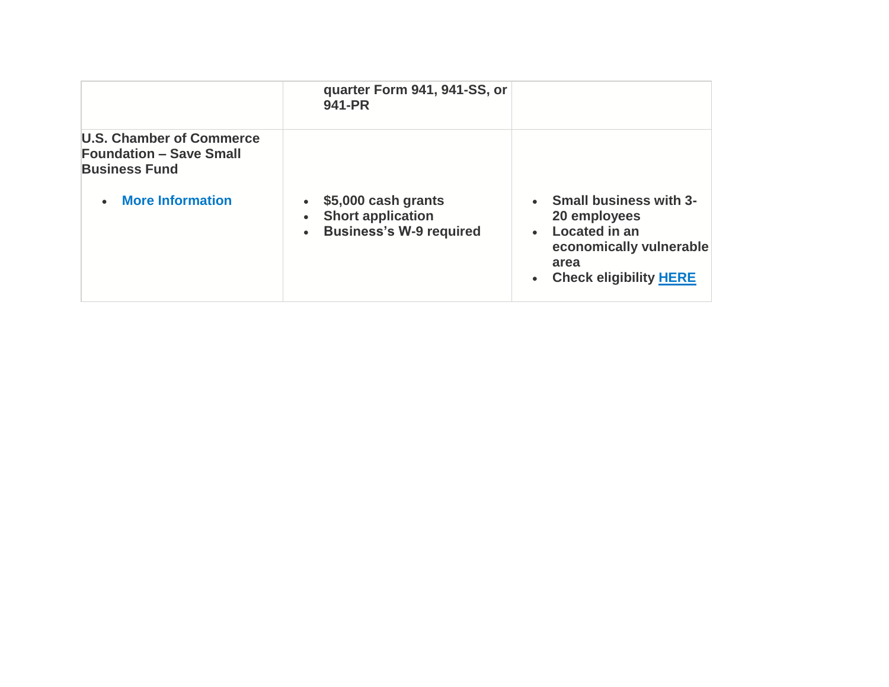| | | |
|---|---|---|
| | quarter Form 941, 941-SS, or 941-PR | |
| **U.S. Chamber of Commerce Foundation – Save Small Business Fund**<br><br>• More Information | • $5,000 cash grants<br>• Short application<br>• Business's W-9 required | • Small business with 3-20 employees<br>• Located in an economically vulnerable area<br>• Check eligibility HERE |